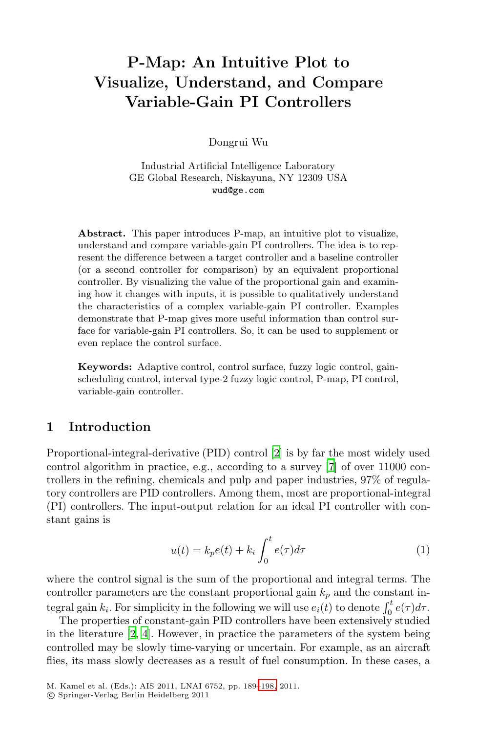# P-Map: An Intuitive Plot to Visualize, Understand, and Compare Variable-Gain PI Controllers

Dongrui Wu

Industrial Artificial Intelligence Laboratory
GE Global Research, Niskayuna, NY 12309 USA
wud@ge.com

**Abstract.** This paper introduces P-map, an intuitive plot to visualize, understand and compare variable-gain PI controllers. The idea is to represent the difference between a target controller and a baseline controller (or a second controller for comparison) by an equivalent proportional controller. By visualizing the value of the proportional gain and examining how it changes with inputs, it is possible to qualitatively understand the characteristics of a complex variable-gain PI controller. Examples demonstrate that P-map gives more useful information than control surface for variable-gain PI controllers. So, it can be used to supplement or even replace the control surface.

**Keywords:** Adaptive control, control surface, fuzzy logic control, gain-scheduling control, interval type-2 fuzzy logic control, P-map, PI control, variable-gain controller.

## 1 Introduction

Proportional-integral-derivative (PID) control [2] is by far the most widely used control algorithm in practice, e.g., according to a survey [7] of over 11000 controllers in the refining, chemicals and pulp and paper industries, 97% of regulatory controllers are PID controllers. Among them, most are proportional-integral (PI) controllers. The input-output relation for an ideal PI controller with constant gains is

$$u(t) = k_p e(t) + k_i \int_0^t e(\tau) d\tau \tag{1}$$

where the control signal is the sum of the proportional and integral terms. The controller parameters are the constant proportional gain $k_p$ and the constant integral gain $k_i$. For simplicity in the following we will use $e_i(t)$ to denote $\int_0^t e(\tau) d\tau$.

The properties of constant-gain PID controllers have been extensively studied in the literature [2, 4]. However, in practice the parameters of the system being controlled may be slowly time-varying or uncertain. For example, as an aircraft flies, its mass slowly decreases as a result of fuel consumption. In these cases, a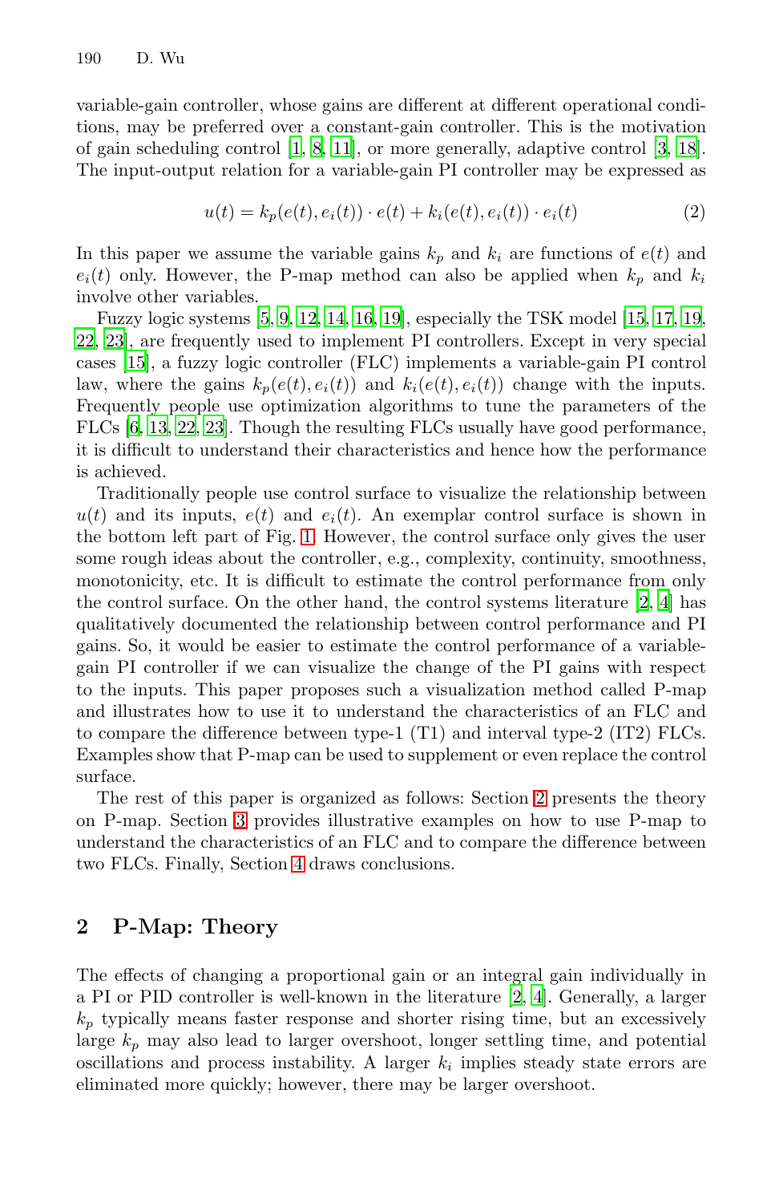variable-gain controller, whose gains are different at different operational conditions, may be preferred over a constant-gain controller. This is the motivation of gain scheduling control [1, 8, 11], or more generally, adaptive control [3, 18]. The input-output relation for a variable-gain PI controller may be expressed as

$$u(t) = k_p(e(t), e_i(t)) \cdot e(t) + k_i(e(t), e_i(t)) \cdot e_i(t) \tag{2}$$

In this paper we assume the variable gains $k_p$ and $k_i$ are functions of $e(t)$ and $e_i(t)$ only. However, the P-map method can also be applied when $k_p$ and $k_i$ involve other variables.

Fuzzy logic systems [5, 9, 12, 14, 16, 19], especially the TSK model [15, 17, 19, 22, 23], are frequently used to implement PI controllers. Except in very special cases [15], a fuzzy logic controller (FLC) implements a variable-gain PI control law, where the gains $k_p(e(t), e_i(t))$ and $k_i(e(t), e_i(t))$ change with the inputs. Frequently people use optimization algorithms to tune the parameters of the FLCs [6, 13, 22, 23]. Though the resulting FLCs usually have good performance, it is difficult to understand their characteristics and hence how the performance is achieved.

Traditionally people use control surface to visualize the relationship between $u(t)$ and its inputs, $e(t)$ and $e_i(t)$. An exemplar control surface is shown in the bottom left part of Fig. 1. However, the control surface only gives the user some rough ideas about the controller, e.g., complexity, continuity, smoothness, monotonicity, etc. It is difficult to estimate the control performance from only the control surface. On the other hand, the control systems literature [2, 4] has qualitatively documented the relationship between control performance and PI gains. So, it would be easier to estimate the control performance of a variable-gain PI controller if we can visualize the change of the PI gains with respect to the inputs. This paper proposes such a visualization method called P-map and illustrates how to use it to understand the characteristics of an FLC and to compare the difference between type-1 (T1) and interval type-2 (IT2) FLCs. Examples show that P-map can be used to supplement or even replace the control surface.

The rest of this paper is organized as follows: Section 2 presents the theory on P-map. Section 3 provides illustrative examples on how to use P-map to understand the characteristics of an FLC and to compare the difference between two FLCs. Finally, Section 4 draws conclusions.

## 2 P-Map: Theory

The effects of changing a proportional gain or an integral gain individually in a PI or PID controller is well-known in the literature [2, 4]. Generally, a larger $k_p$ typically means faster response and shorter rising time, but an excessively large $k_p$ may also lead to larger overshoot, longer settling time, and potential oscillations and process instability. A larger $k_i$ implies steady state errors are eliminated more quickly; however, there may be larger overshoot.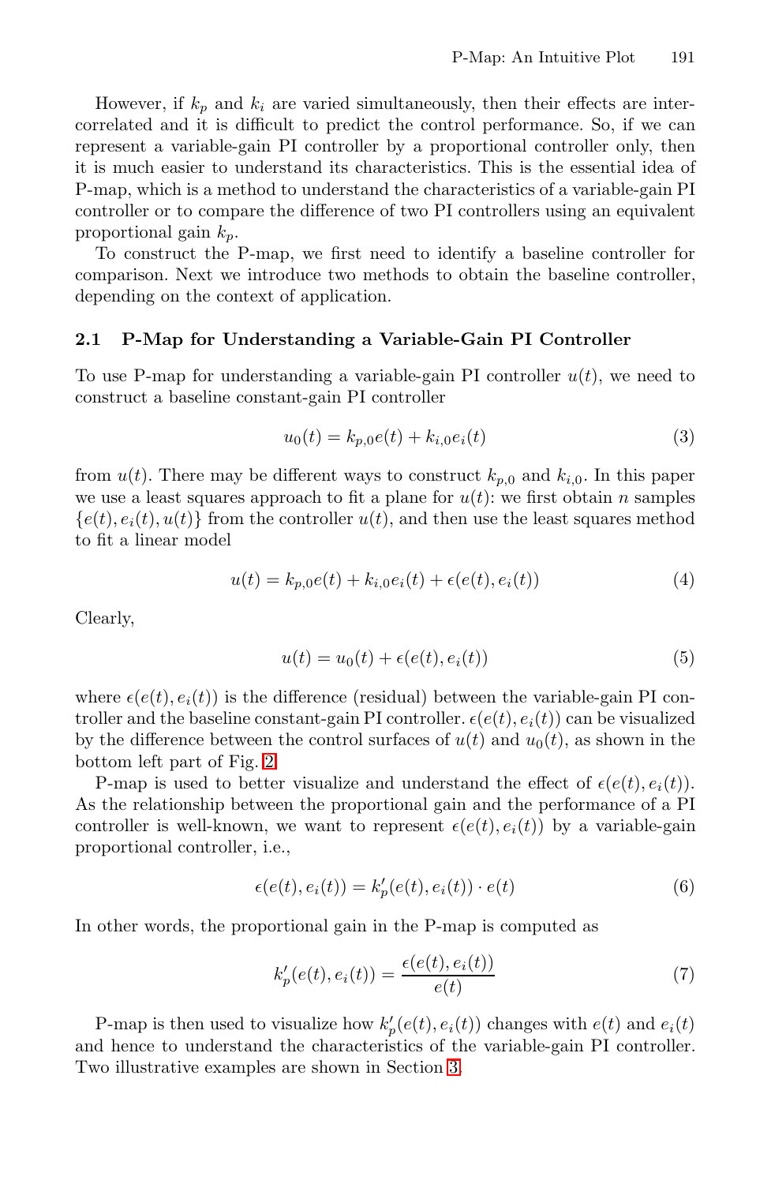However, if $k_p$ and $k_i$ are varied simultaneously, then their effects are intercorrelated and it is difficult to predict the control performance. So, if we can represent a variable-gain PI controller by a proportional controller only, then it is much easier to understand its characteristics. This is the essential idea of P-map, which is a method to understand the characteristics of a variable-gain PI controller or to compare the difference of two PI controllers using an equivalent proportional gain $k_p$.

To construct the P-map, we first need to identify a baseline controller for comparison. Next we introduce two methods to obtain the baseline controller, depending on the context of application.

### 2.1 P-Map for Understanding a Variable-Gain PI Controller

To use P-map for understanding a variable-gain PI controller $u(t)$, we need to construct a baseline constant-gain PI controller

$$u_0(t) = k_{p,0}e(t) + k_{i,0}e_i(t) \tag{3}$$

from $u(t)$. There may be different ways to construct $k_{p,0}$ and $k_{i,0}$. In this paper we use a least squares approach to fit a plane for $u(t)$: we first obtain $n$ samples $\{e(t), e_i(t), u(t)\}$ from the controller $u(t)$, and then use the least squares method to fit a linear model

$$u(t) = k_{p,0}e(t) + k_{i,0}e_i(t) + \epsilon(e(t), e_i(t)) \tag{4}$$

Clearly,

$$u(t) = u_0(t) + \epsilon(e(t), e_i(t)) \tag{5}$$

where $\epsilon(e(t), e_i(t))$ is the difference (residual) between the variable-gain PI controller and the baseline constant-gain PI controller. $\epsilon(e(t), e_i(t))$ can be visualized by the difference between the control surfaces of $u(t)$ and $u_0(t)$, as shown in the bottom left part of Fig. 2.

P-map is used to better visualize and understand the effect of $\epsilon(e(t), e_i(t))$. As the relationship between the proportional gain and the performance of a PI controller is well-known, we want to represent $\epsilon(e(t), e_i(t))$ by a variable-gain proportional controller, i.e.,

$$\epsilon(e(t), e_i(t)) = k'_p(e(t), e_i(t)) \cdot e(t) \tag{6}$$

In other words, the proportional gain in the P-map is computed as

$$k'_p(e(t), e_i(t)) = \frac{\epsilon(e(t), e_i(t))}{e(t)} \tag{7}$$

P-map is then used to visualize how $k'_p(e(t), e_i(t))$ changes with $e(t)$ and $e_i(t)$ and hence to understand the characteristics of the variable-gain PI controller. Two illustrative examples are shown in Section 3.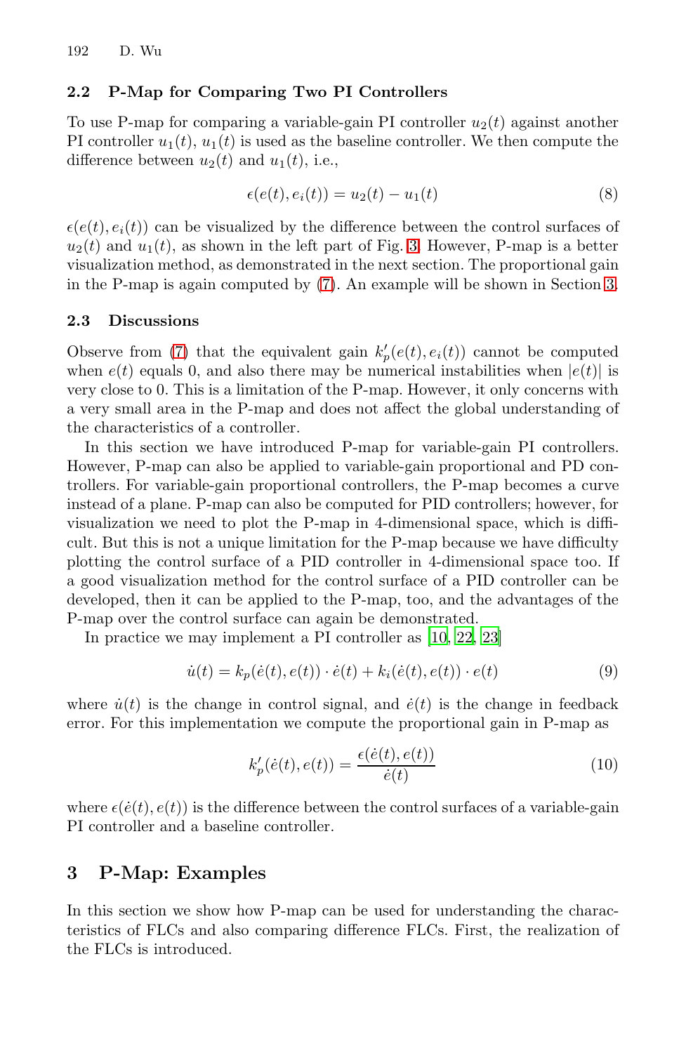### 2.2 P-Map for Comparing Two PI Controllers

To use P-map for comparing a variable-gain PI controller $u_2(t)$ against another PI controller $u_1(t)$, $u_1(t)$ is used as the baseline controller. We then compute the difference between $u_2(t)$ and $u_1(t)$, i.e.,

$$\epsilon(e(t), e_i(t)) = u_2(t) - u_1(t) \tag{8}$$

$\epsilon(e(t), e_i(t))$ can be visualized by the difference between the control surfaces of $u_2(t)$ and $u_1(t)$, as shown in the left part of Fig. 3. However, P-map is a better visualization method, as demonstrated in the next section. The proportional gain in the P-map is again computed by (7). An example will be shown in Section 3.

### 2.3 Discussions

Observe from (7) that the equivalent gain $k'_p(e(t), e_i(t))$ cannot be computed when $e(t)$ equals 0, and also there may be numerical instabilities when $|e(t)|$ is very close to 0. This is a limitation of the P-map. However, it only concerns with a very small area in the P-map and does not affect the global understanding of the characteristics of a controller.

In this section we have introduced P-map for variable-gain PI controllers. However, P-map can also be applied to variable-gain proportional and PD controllers. For variable-gain proportional controllers, the P-map becomes a curve instead of a plane. P-map can also be computed for PID controllers; however, for visualization we need to plot the P-map in 4-dimensional space, which is difficult. But this is not a unique limitation for the P-map because we have difficulty plotting the control surface of a PID controller in 4-dimensional space too. If a good visualization method for the control surface of a PID controller can be developed, then it can be applied to the P-map, too, and the advantages of the P-map over the control surface can again be demonstrated.

In practice we may implement a PI controller as [10, 22, 23]

$$\dot{u}(t) = k_p(\dot{e}(t), e(t)) \cdot \dot{e}(t) + k_i(\dot{e}(t), e(t)) \cdot e(t) \tag{9}$$

where $\dot{u}(t)$ is the change in control signal, and $\dot{e}(t)$ is the change in feedback error. For this implementation we compute the proportional gain in P-map as

$$k'_p(\dot{e}(t), e(t)) = \frac{\epsilon(\dot{e}(t), e(t))}{\dot{e}(t)} \tag{10}$$

where $\epsilon(\dot{e}(t), e(t))$ is the difference between the control surfaces of a variable-gain PI controller and a baseline controller.

## 3 P-Map: Examples

In this section we show how P-map can be used for understanding the characteristics of FLCs and also comparing difference FLCs. First, the realization of the FLCs is introduced.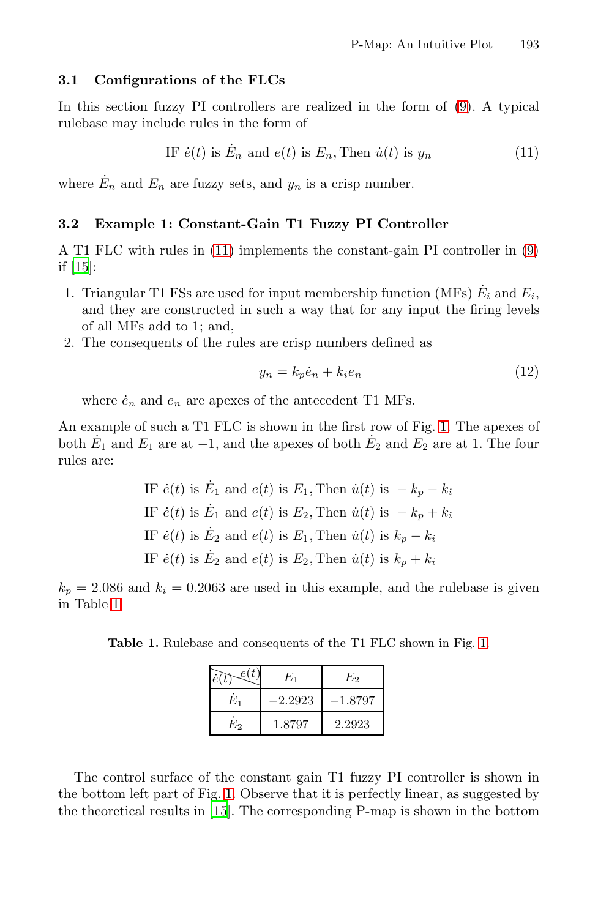### 3.1 Configurations of the FLCs

In this section fuzzy PI controllers are realized in the form of (9). A typical rulebase may include rules in the form of

$$\text{IF } \dot{e}(t) \text{ is } \dot{E}_n \text{ and } e(t) \text{ is } E_n, \text{Then } \dot{u}(t) \text{ is } y_n \tag{11}$$

where $\dot{E}_n$ and $E_n$ are fuzzy sets, and $y_n$ is a crisp number.

### 3.2 Example 1: Constant-Gain T1 Fuzzy PI Controller

A T1 FLC with rules in (11) implements the constant-gain PI controller in (9) if [15]:

1. Triangular T1 FSs are used for input membership function (MFs) $\dot{E}_i$ and $E_i$, and they are constructed in such a way that for any input the firing levels of all MFs add to 1; and,
2. The consequents of the rules are crisp numbers defined as

$$y_n = k_p \dot{e}_n + k_i e_n \tag{12}$$

   where $\dot{e}_n$ and $e_n$ are apexes of the antecedent T1 MFs.

An example of such a T1 FLC is shown in the first row of Fig. 1. The apexes of both $\dot{E}_1$ and $E_1$ are at $-1$, and the apexes of both $\dot{E}_2$ and $E_2$ are at 1. The four rules are:

$$\text{IF } \dot{e}(t) \text{ is } \dot{E}_1 \text{ and } e(t) \text{ is } E_1, \text{Then } \dot{u}(t) \text{ is } -k_p - k_i$$
$$\text{IF } \dot{e}(t) \text{ is } \dot{E}_1 \text{ and } e(t) \text{ is } E_2, \text{Then } \dot{u}(t) \text{ is } -k_p + k_i$$
$$\text{IF } \dot{e}(t) \text{ is } \dot{E}_2 \text{ and } e(t) \text{ is } E_1, \text{Then } \dot{u}(t) \text{ is } k_p - k_i$$
$$\text{IF } \dot{e}(t) \text{ is } \dot{E}_2 \text{ and } e(t) \text{ is } E_2, \text{Then } \dot{u}(t) \text{ is } k_p + k_i$$

$k_p = 2.086$ and $k_i = 0.2063$ are used in this example, and the rulebase is given in Table 1.

**Table 1.** Rulebase and consequents of the T1 FLC shown in Fig. 1

| $\dot{e}(t)$ \ $e(t)$ | $E_1$ | $E_2$ |
|---|---|---|
| $\dot{E}_1$ | $-2.2923$ | $-1.8797$ |
| $\dot{E}_2$ | 1.8797 | 2.2923 |

The control surface of the constant gain T1 fuzzy PI controller is shown in the bottom left part of Fig. 1. Observe that it is perfectly linear, as suggested by the theoretical results in [15]. The corresponding P-map is shown in the bottom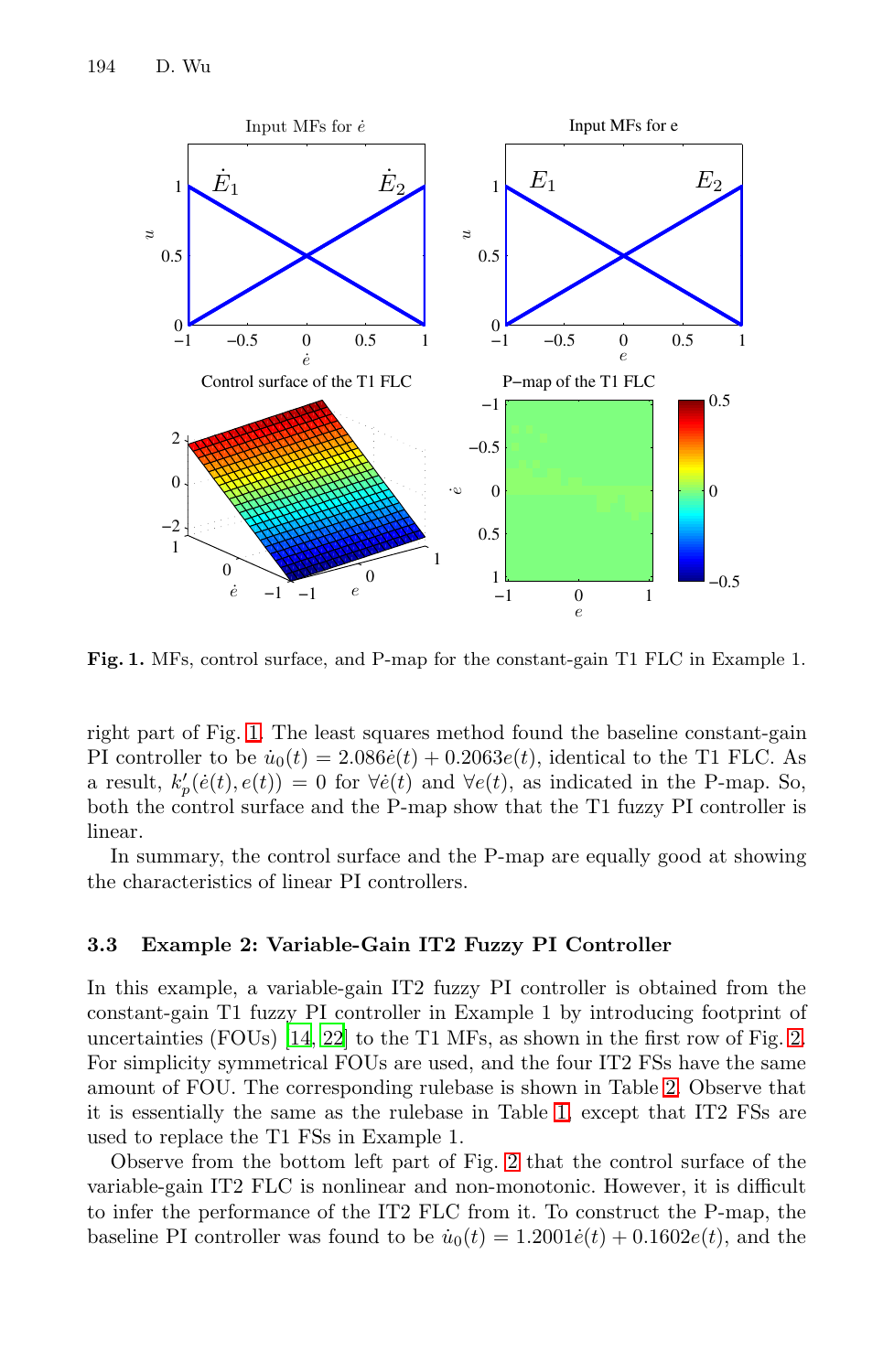**Fig. 1.** MFs, control surface, and P-map for the constant-gain T1 FLC in Example 1.

right part of Fig. 1. The least squares method found the baseline constant-gain PI controller to be $\dot{u}_0(t) = 2.086\dot{e}(t) + 0.2063e(t)$, identical to the T1 FLC. As a result, $k'_p(\dot{e}(t), e(t)) = 0$ for $\forall \dot{e}(t)$ and $\forall e(t)$, as indicated in the P-map. So, both the control surface and the P-map show that the T1 fuzzy PI controller is linear.

In summary, the control surface and the P-map are equally good at showing the characteristics of linear PI controllers.

### 3.3 Example 2: Variable-Gain IT2 Fuzzy PI Controller

In this example, a variable-gain IT2 fuzzy PI controller is obtained from the constant-gain T1 fuzzy PI controller in Example 1 by introducing footprint of uncertainties (FOUs) [14, 22] to the T1 MFs, as shown in the first row of Fig. 2. For simplicity symmetrical FOUs are used, and the four IT2 FSs have the same amount of FOU. The corresponding rulebase is shown in Table 2. Observe that it is essentially the same as the rulebase in Table 1, except that IT2 FSs are used to replace the T1 FSs in Example 1.

Observe from the bottom left part of Fig. 2 that the control surface of the variable-gain IT2 FLC is nonlinear and non-monotonic. However, it is difficult to infer the performance of the IT2 FLC from it. To construct the P-map, the baseline PI controller was found to be $\dot{u}_0(t) = 1.2001\dot{e}(t) + 0.1602e(t)$, and the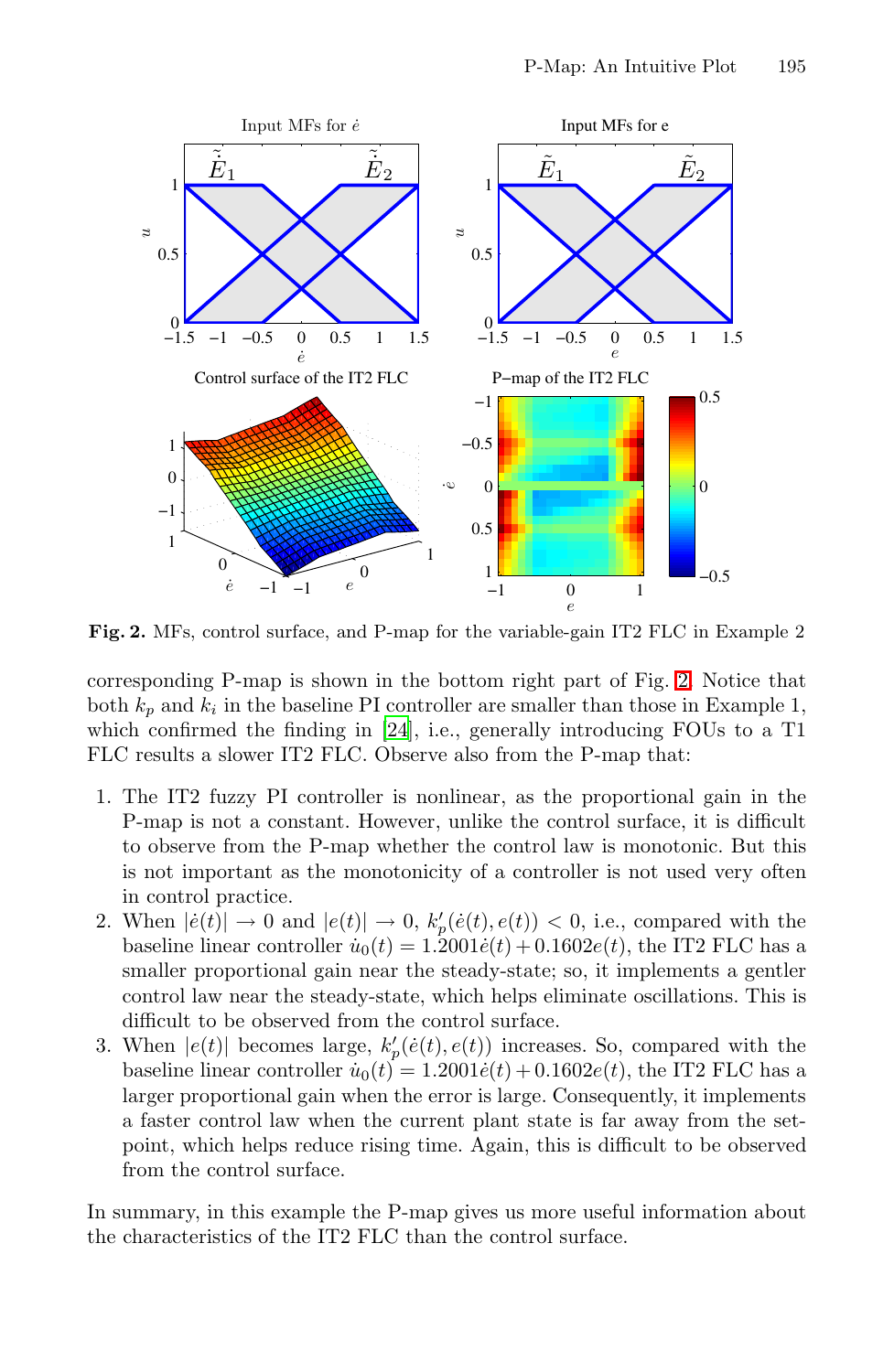**Fig. 2.** MFs, control surface, and P-map for the variable-gain IT2 FLC in Example 2

corresponding P-map is shown in the bottom right part of Fig. 2. Notice that both $k_p$ and $k_i$ in the baseline PI controller are smaller than those in Example 1, which confirmed the finding in [24], i.e., generally introducing FOUs to a T1 FLC results a slower IT2 FLC. Observe also from the P-map that:

1. The IT2 fuzzy PI controller is nonlinear, as the proportional gain in the P-map is not a constant. However, unlike the control surface, it is difficult to observe from the P-map whether the control law is monotonic. But this is not important as the monotonicity of a controller is not used very often in control practice.
2. When $|\dot{e}(t)| \to 0$ and $|e(t)| \to 0$, $k_p'(\dot{e}(t), e(t)) < 0$, i.e., compared with the baseline linear controller $\dot{u}_0(t) = 1.2001\dot{e}(t) + 0.1602e(t)$, the IT2 FLC has a smaller proportional gain near the steady-state; so, it implements a gentler control law near the steady-state, which helps eliminate oscillations. This is difficult to be observed from the control surface.
3. When $|e(t)|$ becomes large, $k_p'(\dot{e}(t), e(t))$ increases. So, compared with the baseline linear controller $\dot{u}_0(t) = 1.2001\dot{e}(t) + 0.1602e(t)$, the IT2 FLC has a larger proportional gain when the error is large. Consequently, it implements a faster control law when the current plant state is far away from the set-point, which helps reduce rising time. Again, this is difficult to be observed from the control surface.

In summary, in this example the P-map gives us more useful information about the characteristics of the IT2 FLC than the control surface.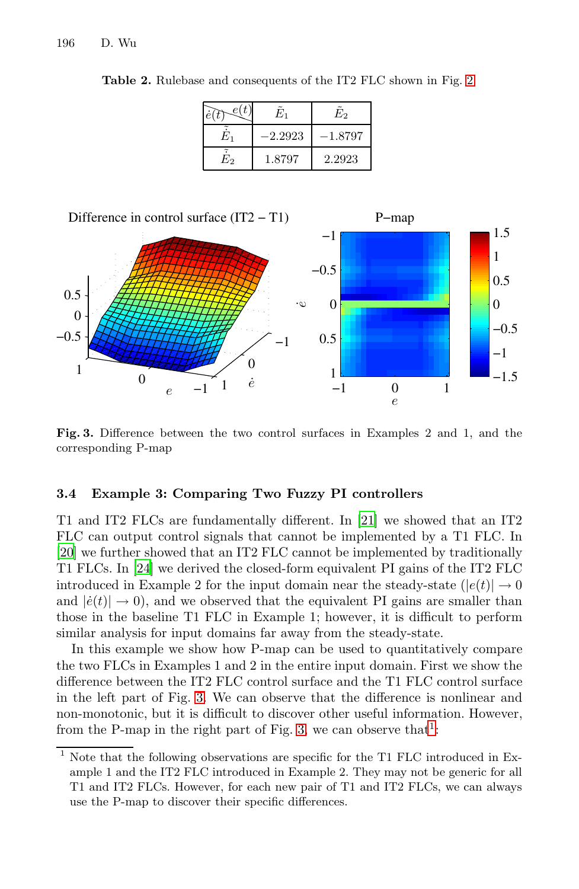**Table 2.** Rulebase and consequents of the IT2 FLC shown in Fig. 2

| $\dot{e}(t)$ \ $e(t)$ | $\tilde{E}_1$ | $\tilde{E}_2$ |
|---|---|---|
| $\tilde{\dot{E}}_1$ | −2.2923 | −1.8797 |
| $\tilde{\dot{E}}_2$ | 1.8797 | 2.2923 |

**Fig. 3.** Difference between the two control surfaces in Examples 2 and 1, and the corresponding P-map

### 3.4 Example 3: Comparing Two Fuzzy PI controllers

T1 and IT2 FLCs are fundamentally different. In [21] we showed that an IT2 FLC can output control signals that cannot be implemented by a T1 FLC. In [20] we further showed that an IT2 FLC cannot be implemented by traditionally T1 FLCs. In [24] we derived the closed-form equivalent PI gains of the IT2 FLC introduced in Example 2 for the input domain near the steady-state ($|e(t)| \to 0$ and $|\dot{e}(t)| \to 0$), and we observed that the equivalent PI gains are smaller than those in the baseline T1 FLC in Example 1; however, it is difficult to perform similar analysis for input domains far away from the steady-state.

In this example we show how P-map can be used to quantitatively compare the two FLCs in Examples 1 and 2 in the entire input domain. First we show the difference between the IT2 FLC control surface and the T1 FLC control surface in the left part of Fig. 3. We can observe that the difference is nonlinear and non-monotonic, but it is difficult to discover other useful information. However, from the P-map in the right part of Fig. 3, we can observe that[1]:

[1] Note that the following observations are specific for the T1 FLC introduced in Example 1 and the IT2 FLC introduced in Example 2. They may not be generic for all T1 and IT2 FLCs. However, for each new pair of T1 and IT2 FLCs, we can always use the P-map to discover their specific differences.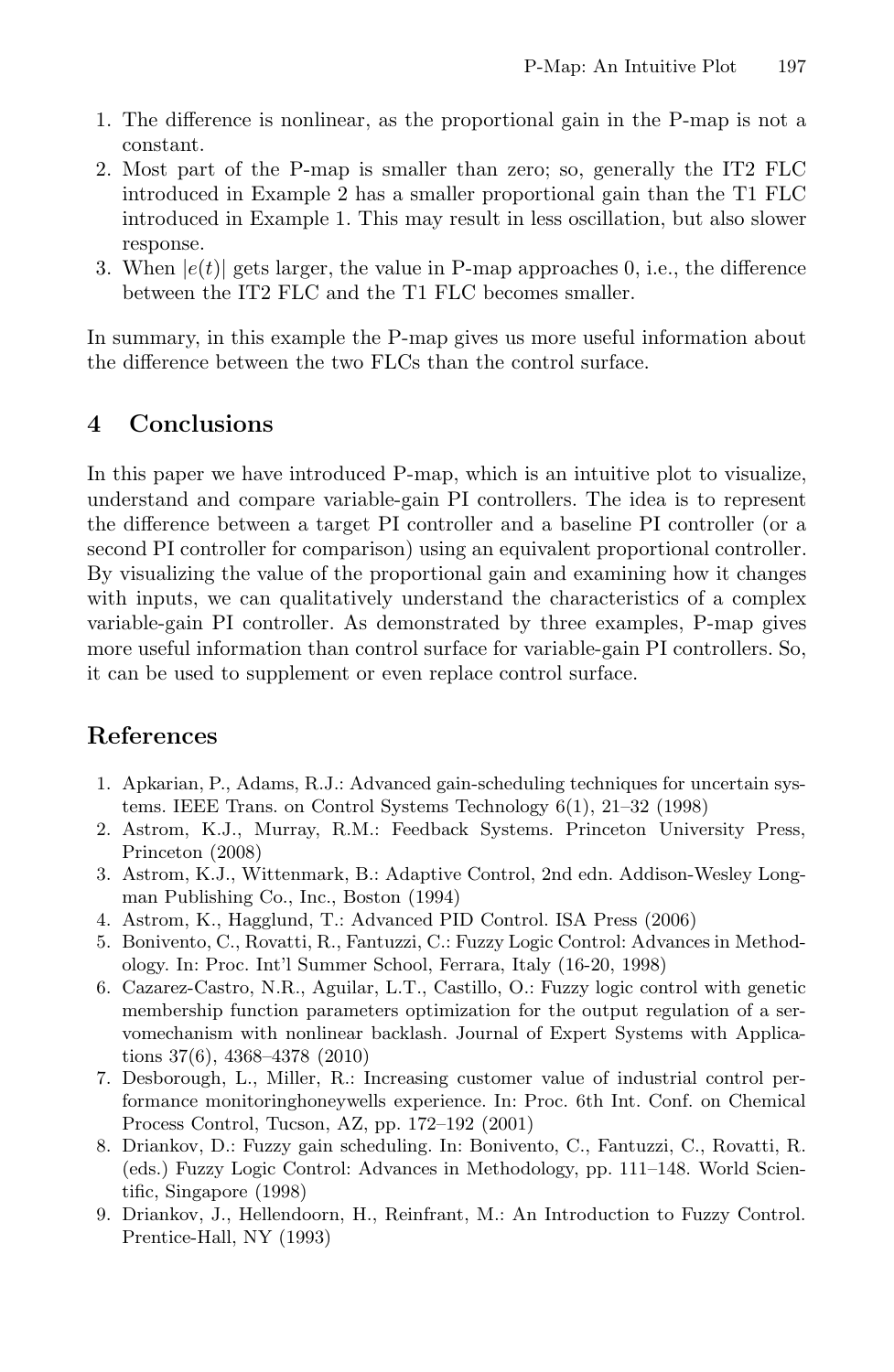1. The difference is nonlinear, as the proportional gain in the P-map is not a constant.
2. Most part of the P-map is smaller than zero; so, generally the IT2 FLC introduced in Example 2 has a smaller proportional gain than the T1 FLC introduced in Example 1. This may result in less oscillation, but also slower response.
3. When $|e(t)|$ gets larger, the value in P-map approaches 0, i.e., the difference between the IT2 FLC and the T1 FLC becomes smaller.

In summary, in this example the P-map gives us more useful information about the difference between the two FLCs than the control surface.

## 4 Conclusions

In this paper we have introduced P-map, which is an intuitive plot to visualize, understand and compare variable-gain PI controllers. The idea is to represent the difference between a target PI controller and a baseline PI controller (or a second PI controller for comparison) using an equivalent proportional controller. By visualizing the value of the proportional gain and examining how it changes with inputs, we can qualitatively understand the characteristics of a complex variable-gain PI controller. As demonstrated by three examples, P-map gives more useful information than control surface for variable-gain PI controllers. So, it can be used to supplement or even replace control surface.

## References

1. Apkarian, P., Adams, R.J.: Advanced gain-scheduling techniques for uncertain systems. IEEE Trans. on Control Systems Technology 6(1), 21–32 (1998)
2. Astrom, K.J., Murray, R.M.: Feedback Systems. Princeton University Press, Princeton (2008)
3. Astrom, K.J., Wittenmark, B.: Adaptive Control, 2nd edn. Addison-Wesley Longman Publishing Co., Inc., Boston (1994)
4. Astrom, K., Hagglund, T.: Advanced PID Control. ISA Press (2006)
5. Bonivento, C., Rovatti, R., Fantuzzi, C.: Fuzzy Logic Control: Advances in Methodology. In: Proc. Int'l Summer School, Ferrara, Italy (16-20, 1998)
6. Cazarez-Castro, N.R., Aguilar, L.T., Castillo, O.: Fuzzy logic control with genetic membership function parameters optimization for the output regulation of a servomechanism with nonlinear backlash. Journal of Expert Systems with Applications 37(6), 4368–4378 (2010)
7. Desborough, L., Miller, R.: Increasing customer value of industrial control performance monitoringhoneywells experience. In: Proc. 6th Int. Conf. on Chemical Process Control, Tucson, AZ, pp. 172–192 (2001)
8. Driankov, D.: Fuzzy gain scheduling. In: Bonivento, C., Fantuzzi, C., Rovatti, R. (eds.) Fuzzy Logic Control: Advances in Methodology, pp. 111–148. World Scientific, Singapore (1998)
9. Driankov, J., Hellendoorn, H., Reinfrant, M.: An Introduction to Fuzzy Control. Prentice-Hall, NY (1993)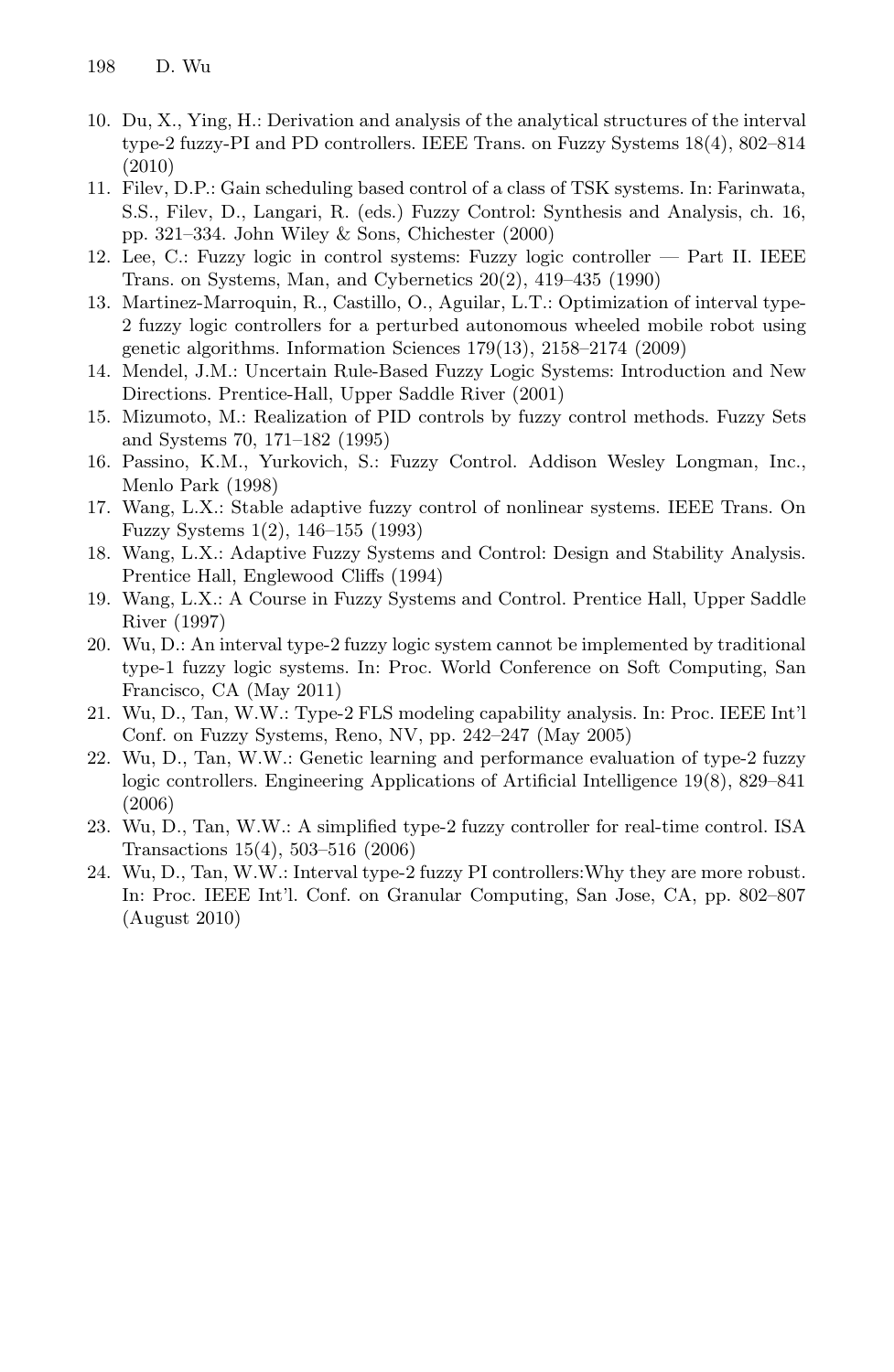10. Du, X., Ying, H.: Derivation and analysis of the analytical structures of the interval type-2 fuzzy-PI and PD controllers. IEEE Trans. on Fuzzy Systems 18(4), 802–814 (2010)
11. Filev, D.P.: Gain scheduling based control of a class of TSK systems. In: Farinwata, S.S., Filev, D., Langari, R. (eds.) Fuzzy Control: Synthesis and Analysis, ch. 16, pp. 321–334. John Wiley & Sons, Chichester (2000)
12. Lee, C.: Fuzzy logic in control systems: Fuzzy logic controller — Part II. IEEE Trans. on Systems, Man, and Cybernetics 20(2), 419–435 (1990)
13. Martinez-Marroquin, R., Castillo, O., Aguilar, L.T.: Optimization of interval type-2 fuzzy logic controllers for a perturbed autonomous wheeled mobile robot using genetic algorithms. Information Sciences 179(13), 2158–2174 (2009)
14. Mendel, J.M.: Uncertain Rule-Based Fuzzy Logic Systems: Introduction and New Directions. Prentice-Hall, Upper Saddle River (2001)
15. Mizumoto, M.: Realization of PID controls by fuzzy control methods. Fuzzy Sets and Systems 70, 171–182 (1995)
16. Passino, K.M., Yurkovich, S.: Fuzzy Control. Addison Wesley Longman, Inc., Menlo Park (1998)
17. Wang, L.X.: Stable adaptive fuzzy control of nonlinear systems. IEEE Trans. On Fuzzy Systems 1(2), 146–155 (1993)
18. Wang, L.X.: Adaptive Fuzzy Systems and Control: Design and Stability Analysis. Prentice Hall, Englewood Cliffs (1994)
19. Wang, L.X.: A Course in Fuzzy Systems and Control. Prentice Hall, Upper Saddle River (1997)
20. Wu, D.: An interval type-2 fuzzy logic system cannot be implemented by traditional type-1 fuzzy logic systems. In: Proc. World Conference on Soft Computing, San Francisco, CA (May 2011)
21. Wu, D., Tan, W.W.: Type-2 FLS modeling capability analysis. In: Proc. IEEE Int'l Conf. on Fuzzy Systems, Reno, NV, pp. 242–247 (May 2005)
22. Wu, D., Tan, W.W.: Genetic learning and performance evaluation of type-2 fuzzy logic controllers. Engineering Applications of Artificial Intelligence 19(8), 829–841 (2006)
23. Wu, D., Tan, W.W.: A simplified type-2 fuzzy controller for real-time control. ISA Transactions 15(4), 503–516 (2006)
24. Wu, D., Tan, W.W.: Interval type-2 fuzzy PI controllers:Why they are more robust. In: Proc. IEEE Int'l. Conf. on Granular Computing, San Jose, CA, pp. 802–807 (August 2010)